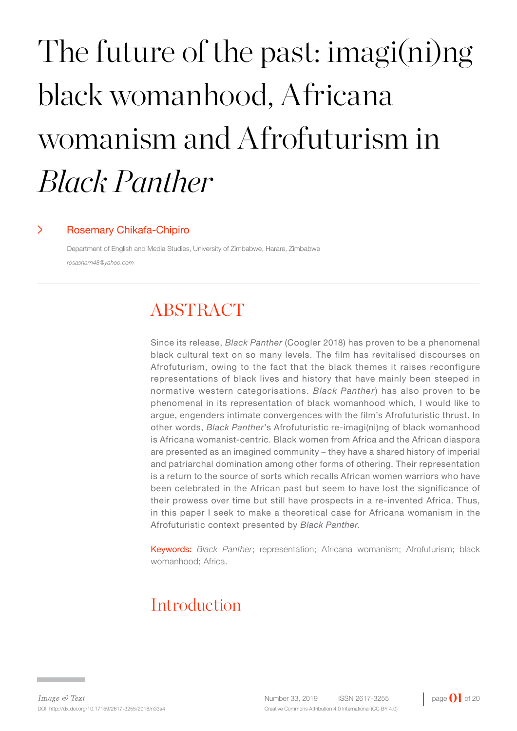# The future of the past: imagi(ni)ng black womanhood, Africana womanism and Afrofuturism in *Black Panther*

Rosemary Chikafa-Chipiro

Department of English and Media Studies, University of Zimbabwe, Harare, Zimbabwe

*rosasharn48@yahoo.com*

## ABSTRACT

Since its release, *Black Panther* (Coogler 2018) has proven to be a phenomenal black cultural text on so many levels. The film has revitalised discourses on Afrofuturism, owing to the fact that the black themes it raises reconfigure representations of black lives and history that have mainly been steeped in normative western categorisations. *Black Panther*) has also proven to be phenomenal in its representation of black womanhood which, I would like to argue, engenders intimate convergences with the film's Afrofuturistic thrust. In other words, *Black Panther*'s Afrofuturistic re-imagi(ni)ng of black womanhood is Africana womanist-centric. Black women from Africa and the African diaspora are presented as an imagined community – they have a shared history of imperial and patriarchal domination among other forms of othering. Their representation is a return to the source of sorts which recalls African women warriors who have been celebrated in the African past but seem to have lost the significance of their prowess over time but still have prospects in a re-invented Africa. Thus, in this paper I seek to make a theoretical case for Africana womanism in the Afrofuturistic context presented by *Black Panther*.

Keywords: *Black Panther*; representation; Africana womanism; Afrofuturism; black womanhood; Africa.

## Introduction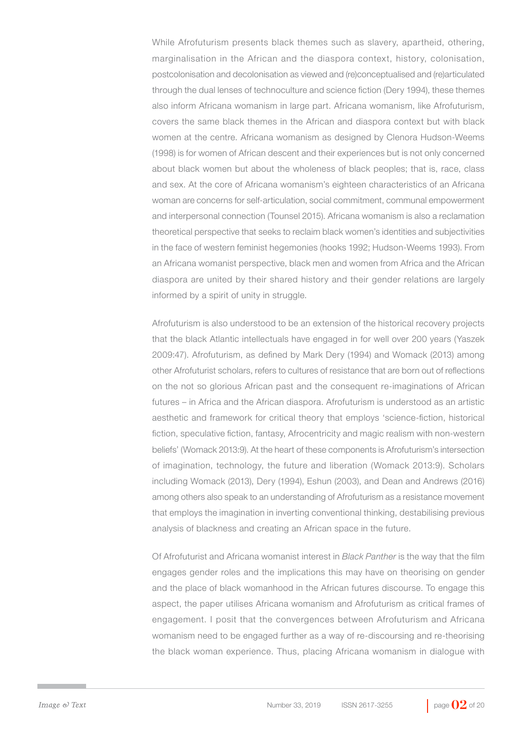While Afrofuturism presents black themes such as slavery, apartheid, othering, marginalisation in the African and the diaspora context, history, colonisation, postcolonisation and decolonisation as viewed and (re)conceptualised and (re)articulated through the dual lenses of technoculture and science fiction (Dery 1994), these themes also inform Africana womanism in large part. Africana womanism, like Afrofuturism, covers the same black themes in the African and diaspora context but with black women at the centre. Africana womanism as designed by Clenora Hudson-Weems (1998) is for women of African descent and their experiences but is not only concerned about black women but about the wholeness of black peoples; that is, race, class and sex. At the core of Africana womanism's eighteen characteristics of an Africana woman are concerns for self-articulation, social commitment, communal empowerment and interpersonal connection (Tounsel 2015). Africana womanism is also a reclamation theoretical perspective that seeks to reclaim black women's identities and subjectivities in the face of western feminist hegemonies (hooks 1992; Hudson-Weems 1993). From an Africana womanist perspective, black men and women from Africa and the African diaspora are united by their shared history and their gender relations are largely informed by a spirit of unity in struggle.

Afrofuturism is also understood to be an extension of the historical recovery projects that the black Atlantic intellectuals have engaged in for well over 200 years (Yaszek 2009:47). Afrofuturism, as defined by Mark Dery (1994) and Womack (2013) among other Afrofuturist scholars, refers to cultures of resistance that are born out of reflections on the not so glorious African past and the consequent re-imaginations of African futures – in Africa and the African diaspora. Afrofuturism is understood as an artistic aesthetic and framework for critical theory that employs 'science-fiction, historical fiction, speculative fiction, fantasy, Afrocentricity and magic realism with non-western beliefs' (Womack 2013:9). At the heart of these components is Afrofuturism's intersection of imagination, technology, the future and liberation (Womack 2013:9). Scholars including Womack (2013), Dery (1994), Eshun (2003), and Dean and Andrews (2016) among others also speak to an understanding of Afrofuturism as a resistance movement that employs the imagination in inverting conventional thinking, destabilising previous analysis of blackness and creating an African space in the future.

Of Afrofuturist and Africana womanist interest in *Black Panther* is the way that the film engages gender roles and the implications this may have on theorising on gender and the place of black womanhood in the African futures discourse. To engage this aspect, the paper utilises Africana womanism and Afrofuturism as critical frames of engagement. I posit that the convergences between Afrofuturism and Africana womanism need to be engaged further as a way of re-discoursing and re-theorising the black woman experience. Thus, placing Africana womanism in dialogue with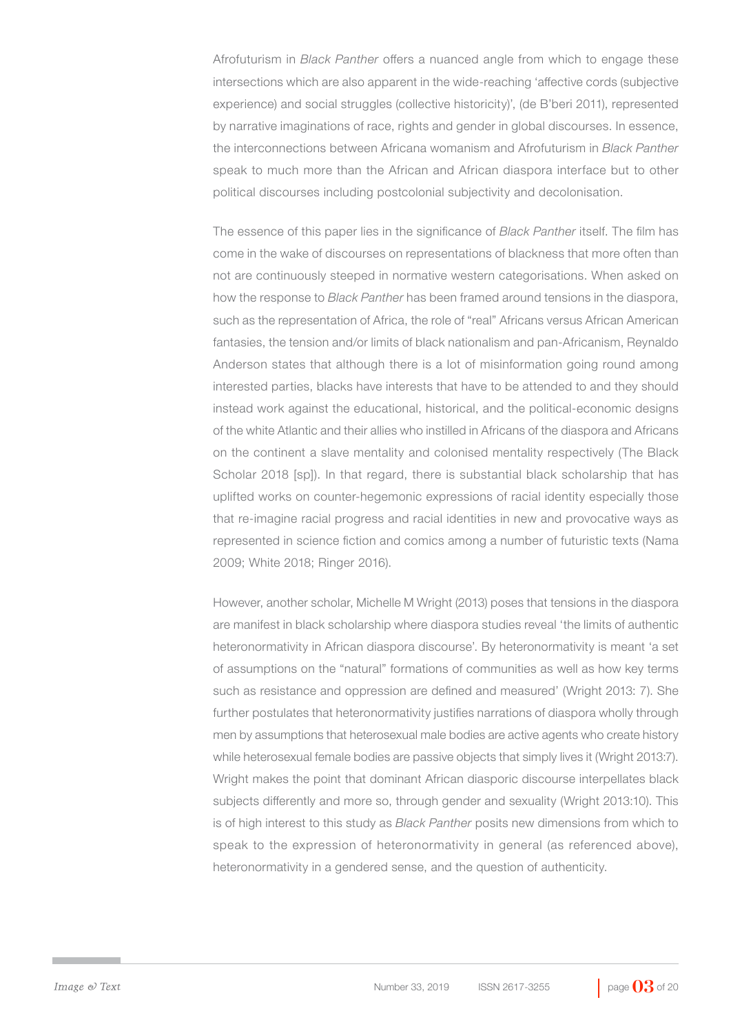Afrofuturism in *Black Panther* offers a nuanced angle from which to engage these intersections which are also apparent in the wide-reaching 'affective cords (subjective experience) and social struggles (collective historicity)', (de B'beri 2011), represented by narrative imaginations of race, rights and gender in global discourses. In essence, the interconnections between Africana womanism and Afrofuturism in *Black Panther* speak to much more than the African and African diaspora interface but to other political discourses including postcolonial subjectivity and decolonisation.

The essence of this paper lies in the significance of *Black Panther* itself. The film has come in the wake of discourses on representations of blackness that more often than not are continuously steeped in normative western categorisations. When asked on how the response to *Black Panther* has been framed around tensions in the diaspora, such as the representation of Africa, the role of "real" Africans versus African American fantasies, the tension and/or limits of black nationalism and pan-Africanism, Reynaldo Anderson states that although there is a lot of misinformation going round among interested parties, blacks have interests that have to be attended to and they should instead work against the educational, historical, and the political-economic designs of the white Atlantic and their allies who instilled in Africans of the diaspora and Africans on the continent a slave mentality and colonised mentality respectively (The Black Scholar 2018 [sp]). In that regard, there is substantial black scholarship that has uplifted works on counter-hegemonic expressions of racial identity especially those that re-imagine racial progress and racial identities in new and provocative ways as represented in science fiction and comics among a number of futuristic texts (Nama 2009; White 2018; Ringer 2016).

However, another scholar, Michelle M Wright (2013) poses that tensions in the diaspora are manifest in black scholarship where diaspora studies reveal 'the limits of authentic heteronormativity in African diaspora discourse'. By heteronormativity is meant 'a set of assumptions on the "natural" formations of communities as well as how key terms such as resistance and oppression are defined and measured' (Wright 2013: 7). She further postulates that heteronormativity justifies narrations of diaspora wholly through men by assumptions that heterosexual male bodies are active agents who create history while heterosexual female bodies are passive objects that simply lives it (Wright 2013:7). Wright makes the point that dominant African diasporic discourse interpellates black subjects differently and more so, through gender and sexuality (Wright 2013:10). This is of high interest to this study as *Black Panther* posits new dimensions from which to speak to the expression of heteronormativity in general (as referenced above), heteronormativity in a gendered sense, and the question of authenticity.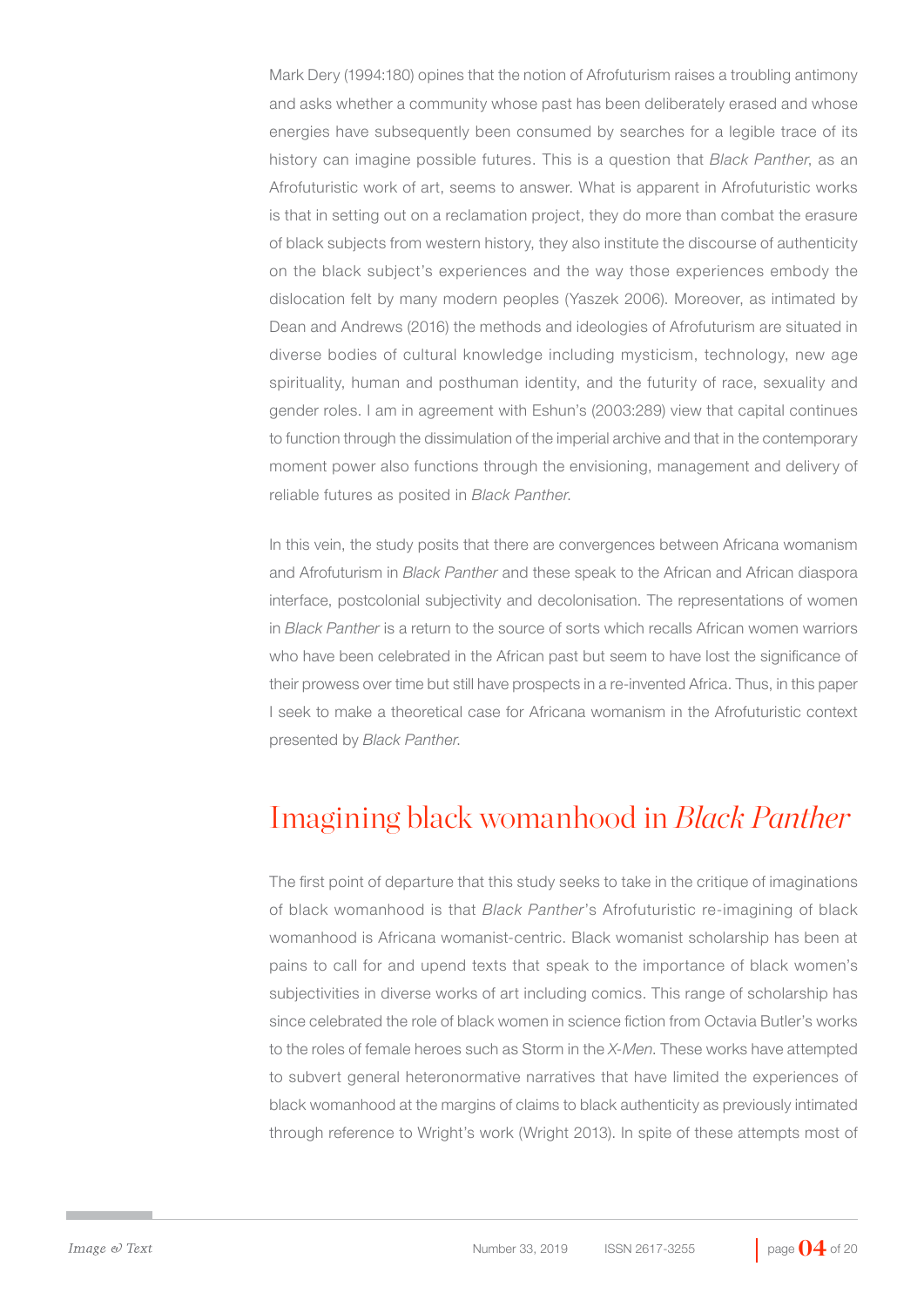Mark Dery (1994:180) opines that the notion of Afrofuturism raises a troubling antimony and asks whether a community whose past has been deliberately erased and whose energies have subsequently been consumed by searches for a legible trace of its history can imagine possible futures. This is a question that *Black Panther*, as an Afrofuturistic work of art, seems to answer. What is apparent in Afrofuturistic works is that in setting out on a reclamation project, they do more than combat the erasure of black subjects from western history, they also institute the discourse of authenticity on the black subject's experiences and the way those experiences embody the dislocation felt by many modern peoples (Yaszek 2006). Moreover, as intimated by Dean and Andrews (2016) the methods and ideologies of Afrofuturism are situated in diverse bodies of cultural knowledge including mysticism, technology, new age spirituality, human and posthuman identity, and the futurity of race, sexuality and gender roles. I am in agreement with Eshun's (2003:289) view that capital continues to function through the dissimulation of the imperial archive and that in the contemporary moment power also functions through the envisioning, management and delivery of reliable futures as posited in *Black Panther*.

In this vein, the study posits that there are convergences between Africana womanism and Afrofuturism in *Black Panther* and these speak to the African and African diaspora interface, postcolonial subjectivity and decolonisation. The representations of women in *Black Panther* is a return to the source of sorts which recalls African women warriors who have been celebrated in the African past but seem to have lost the significance of their prowess over time but still have prospects in a re-invented Africa. Thus, in this paper I seek to make a theoretical case for Africana womanism in the Afrofuturistic context presented by *Black Panther*.

## Imagining black womanhood in *Black Panther*

The first point of departure that this study seeks to take in the critique of imaginations of black womanhood is that *Black Panther*'s Afrofuturistic re-imagining of black womanhood is Africana womanist-centric. Black womanist scholarship has been at pains to call for and upend texts that speak to the importance of black women's subjectivities in diverse works of art including comics. This range of scholarship has since celebrated the role of black women in science fiction from Octavia Butler's works to the roles of female heroes such as Storm in the *X-Men*. These works have attempted to subvert general heteronormative narratives that have limited the experiences of black womanhood at the margins of claims to black authenticity as previously intimated through reference to Wright's work (Wright 2013). In spite of these attempts most of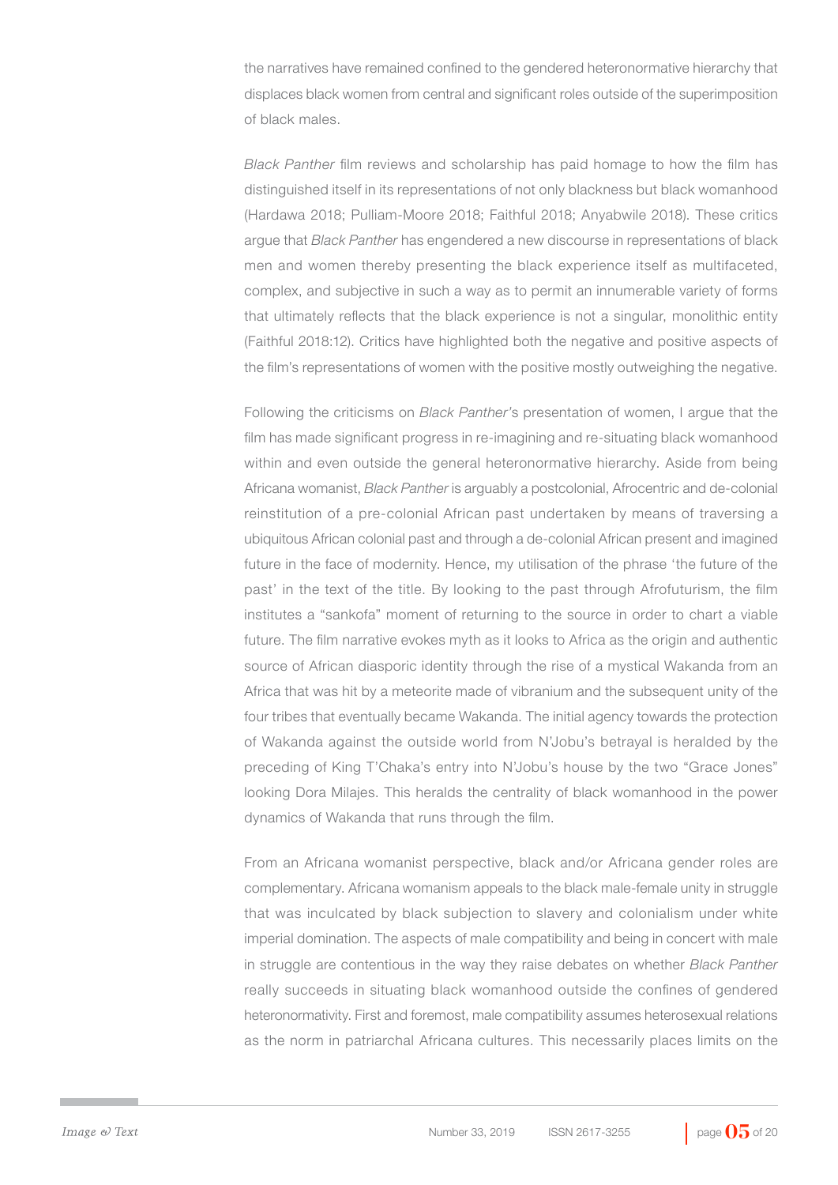the narratives have remained confined to the gendered heteronormative hierarchy that displaces black women from central and significant roles outside of the superimposition of black males.

*Black Panther* film reviews and scholarship has paid homage to how the film has distinguished itself in its representations of not only blackness but black womanhood (Hardawa 2018; Pulliam-Moore 2018; Faithful 2018; Anyabwile 2018). These critics argue that *Black Panther* has engendered a new discourse in representations of black men and women thereby presenting the black experience itself as multifaceted, complex, and subjective in such a way as to permit an innumerable variety of forms that ultimately reflects that the black experience is not a singular, monolithic entity (Faithful 2018:12). Critics have highlighted both the negative and positive aspects of the film's representations of women with the positive mostly outweighing the negative.

Following the criticisms on *Black Panther'*s presentation of women, I argue that the film has made significant progress in re-imagining and re-situating black womanhood within and even outside the general heteronormative hierarchy. Aside from being Africana womanist, *Black Panther* is arguably a postcolonial, Afrocentric and de-colonial reinstitution of a pre-colonial African past undertaken by means of traversing a ubiquitous African colonial past and through a de-colonial African present and imagined future in the face of modernity. Hence, my utilisation of the phrase 'the future of the past' in the text of the title. By looking to the past through Afrofuturism, the film institutes a "sankofa" moment of returning to the source in order to chart a viable future. The film narrative evokes myth as it looks to Africa as the origin and authentic source of African diasporic identity through the rise of a mystical Wakanda from an Africa that was hit by a meteorite made of vibranium and the subsequent unity of the four tribes that eventually became Wakanda. The initial agency towards the protection of Wakanda against the outside world from N'Jobu's betrayal is heralded by the preceding of King T'Chaka's entry into N'Jobu's house by the two "Grace Jones" looking Dora Milajes. This heralds the centrality of black womanhood in the power dynamics of Wakanda that runs through the film.

From an Africana womanist perspective, black and/or Africana gender roles are complementary. Africana womanism appeals to the black male-female unity in struggle that was inculcated by black subjection to slavery and colonialism under white imperial domination. The aspects of male compatibility and being in concert with male in struggle are contentious in the way they raise debates on whether *Black Panther* really succeeds in situating black womanhood outside the confines of gendered heteronormativity. First and foremost, male compatibility assumes heterosexual relations as the norm in patriarchal Africana cultures. This necessarily places limits on the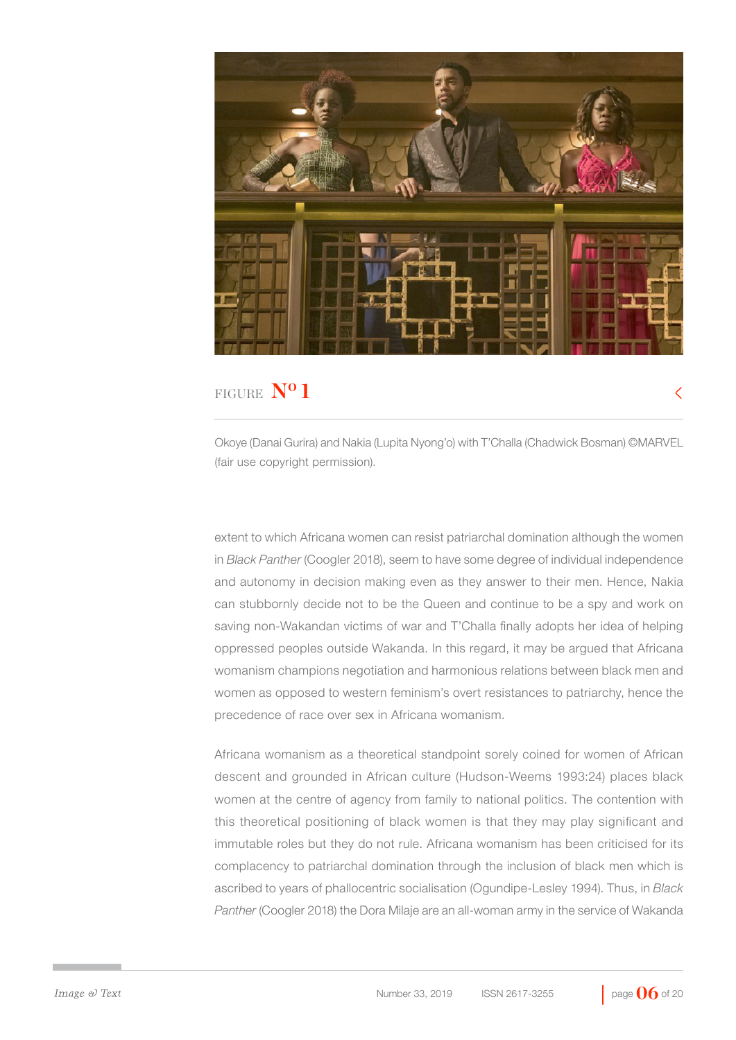FIGURE **Nº 1**

Okoye (Danai Gurira) and Nakia (Lupita Nyong'o) with T'Challa (Chadwick Bosman) ©MARVEL (fair use copyright permission).

extent to which Africana women can resist patriarchal domination although the women in *Black Panther* (Coogler 2018), seem to have some degree of individual independence and autonomy in decision making even as they answer to their men. Hence, Nakia can stubbornly decide not to be the Queen and continue to be a spy and work on saving non-Wakandan victims of war and T'Challa finally adopts her idea of helping oppressed peoples outside Wakanda. In this regard, it may be argued that Africana womanism champions negotiation and harmonious relations between black men and women as opposed to western feminism's overt resistances to patriarchy, hence the precedence of race over sex in Africana womanism.

Africana womanism as a theoretical standpoint sorely coined for women of African descent and grounded in African culture (Hudson-Weems 1993:24) places black women at the centre of agency from family to national politics. The contention with this theoretical positioning of black women is that they may play significant and immutable roles but they do not rule. Africana womanism has been criticised for its complacency to patriarchal domination through the inclusion of black men which is ascribed to years of phallocentric socialisation (Ogundipe-Lesley 1994). Thus, in *Black Panther* (Coogler 2018) the Dora Milaje are an all-woman army in the service of Wakanda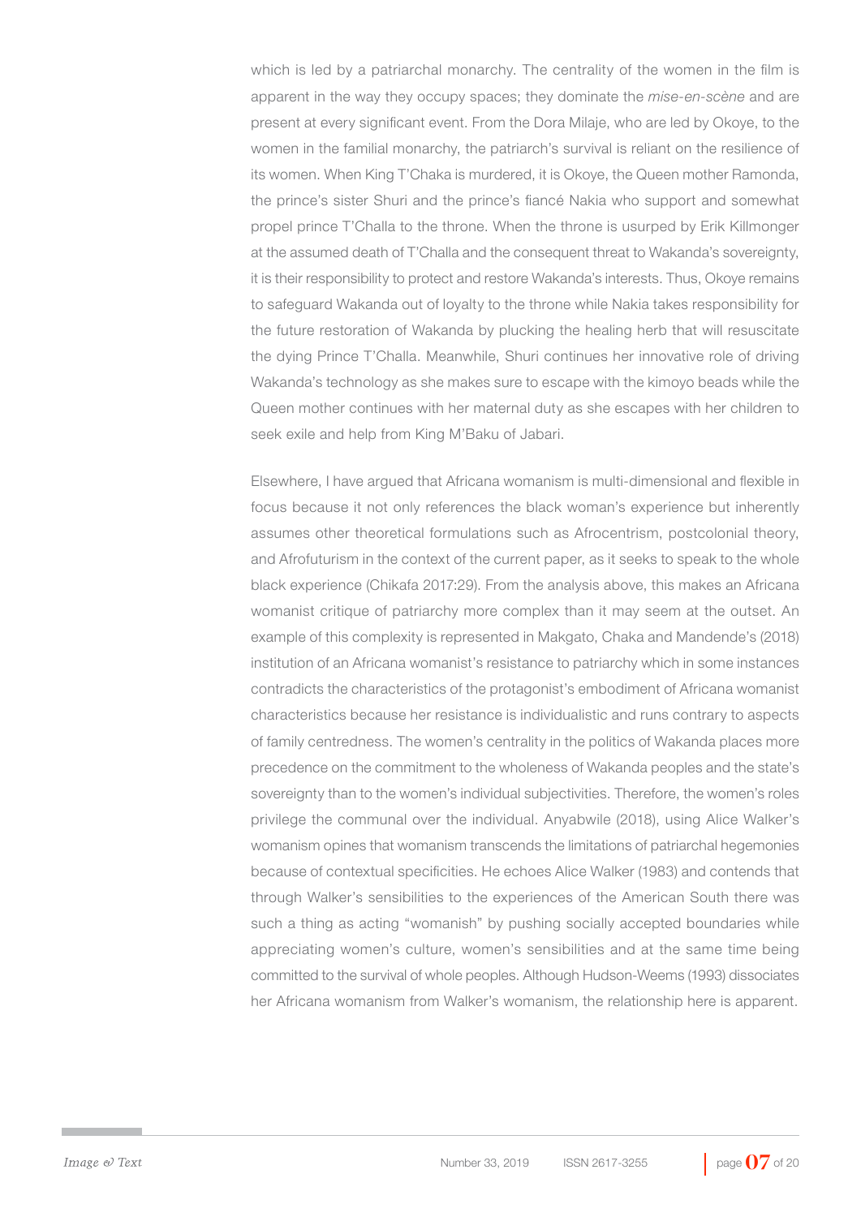which is led by a patriarchal monarchy. The centrality of the women in the film is apparent in the way they occupy spaces; they dominate the *mise-en-scène* and are present at every significant event. From the Dora Milaje, who are led by Okoye, to the women in the familial monarchy, the patriarch's survival is reliant on the resilience of its women. When King T'Chaka is murdered, it is Okoye, the Queen mother Ramonda, the prince's sister Shuri and the prince's fiancé Nakia who support and somewhat propel prince T'Challa to the throne. When the throne is usurped by Erik Killmonger at the assumed death of T'Challa and the consequent threat to Wakanda's sovereignty, it is their responsibility to protect and restore Wakanda's interests. Thus, Okoye remains to safeguard Wakanda out of loyalty to the throne while Nakia takes responsibility for the future restoration of Wakanda by plucking the healing herb that will resuscitate the dying Prince T'Challa. Meanwhile, Shuri continues her innovative role of driving Wakanda's technology as she makes sure to escape with the kimoyo beads while the Queen mother continues with her maternal duty as she escapes with her children to seek exile and help from King M'Baku of Jabari.

Elsewhere, I have argued that Africana womanism is multi-dimensional and flexible in focus because it not only references the black woman's experience but inherently assumes other theoretical formulations such as Afrocentrism, postcolonial theory, and Afrofuturism in the context of the current paper, as it seeks to speak to the whole black experience (Chikafa 2017:29). From the analysis above, this makes an Africana womanist critique of patriarchy more complex than it may seem at the outset. An example of this complexity is represented in Makgato, Chaka and Mandende's (2018) institution of an Africana womanist's resistance to patriarchy which in some instances contradicts the characteristics of the protagonist's embodiment of Africana womanist characteristics because her resistance is individualistic and runs contrary to aspects of family centredness. The women's centrality in the politics of Wakanda places more precedence on the commitment to the wholeness of Wakanda peoples and the state's sovereignty than to the women's individual subjectivities. Therefore, the women's roles privilege the communal over the individual. Anyabwile (2018), using Alice Walker's womanism opines that womanism transcends the limitations of patriarchal hegemonies because of contextual specificities. He echoes Alice Walker (1983) and contends that through Walker's sensibilities to the experiences of the American South there was such a thing as acting "womanish" by pushing socially accepted boundaries while appreciating women's culture, women's sensibilities and at the same time being committed to the survival of whole peoples. Although Hudson-Weems (1993) dissociates her Africana womanism from Walker's womanism, the relationship here is apparent.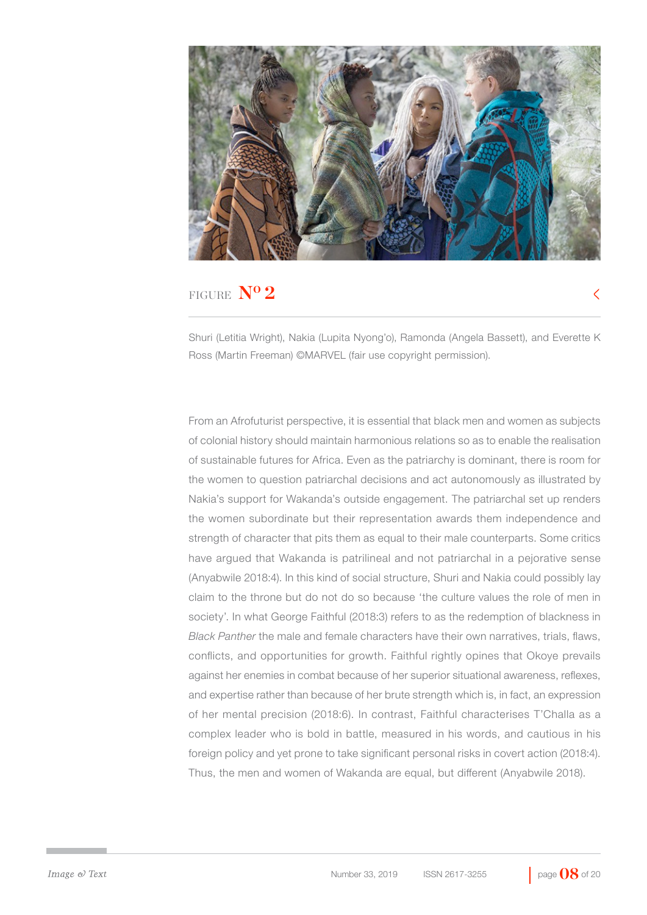FIGURE Nº 2

Shuri (Letitia Wright), Nakia (Lupita Nyong'o), Ramonda (Angela Bassett), and Everette K Ross (Martin Freeman) ©MARVEL (fair use copyright permission).

From an Afrofuturist perspective, it is essential that black men and women as subjects of colonial history should maintain harmonious relations so as to enable the realisation of sustainable futures for Africa. Even as the patriarchy is dominant, there is room for the women to question patriarchal decisions and act autonomously as illustrated by Nakia's support for Wakanda's outside engagement. The patriarchal set up renders the women subordinate but their representation awards them independence and strength of character that pits them as equal to their male counterparts. Some critics have argued that Wakanda is patrilineal and not patriarchal in a pejorative sense (Anyabwile 2018:4). In this kind of social structure, Shuri and Nakia could possibly lay claim to the throne but do not do so because 'the culture values the role of men in society'. In what George Faithful (2018:3) refers to as the redemption of blackness in *Black Panther* the male and female characters have their own narratives, trials, flaws, conflicts, and opportunities for growth. Faithful rightly opines that Okoye prevails against her enemies in combat because of her superior situational awareness, reflexes, and expertise rather than because of her brute strength which is, in fact, an expression of her mental precision (2018:6). In contrast, Faithful characterises T'Challa as a complex leader who is bold in battle, measured in his words, and cautious in his foreign policy and yet prone to take significant personal risks in covert action (2018:4). Thus, the men and women of Wakanda are equal, but different (Anyabwile 2018).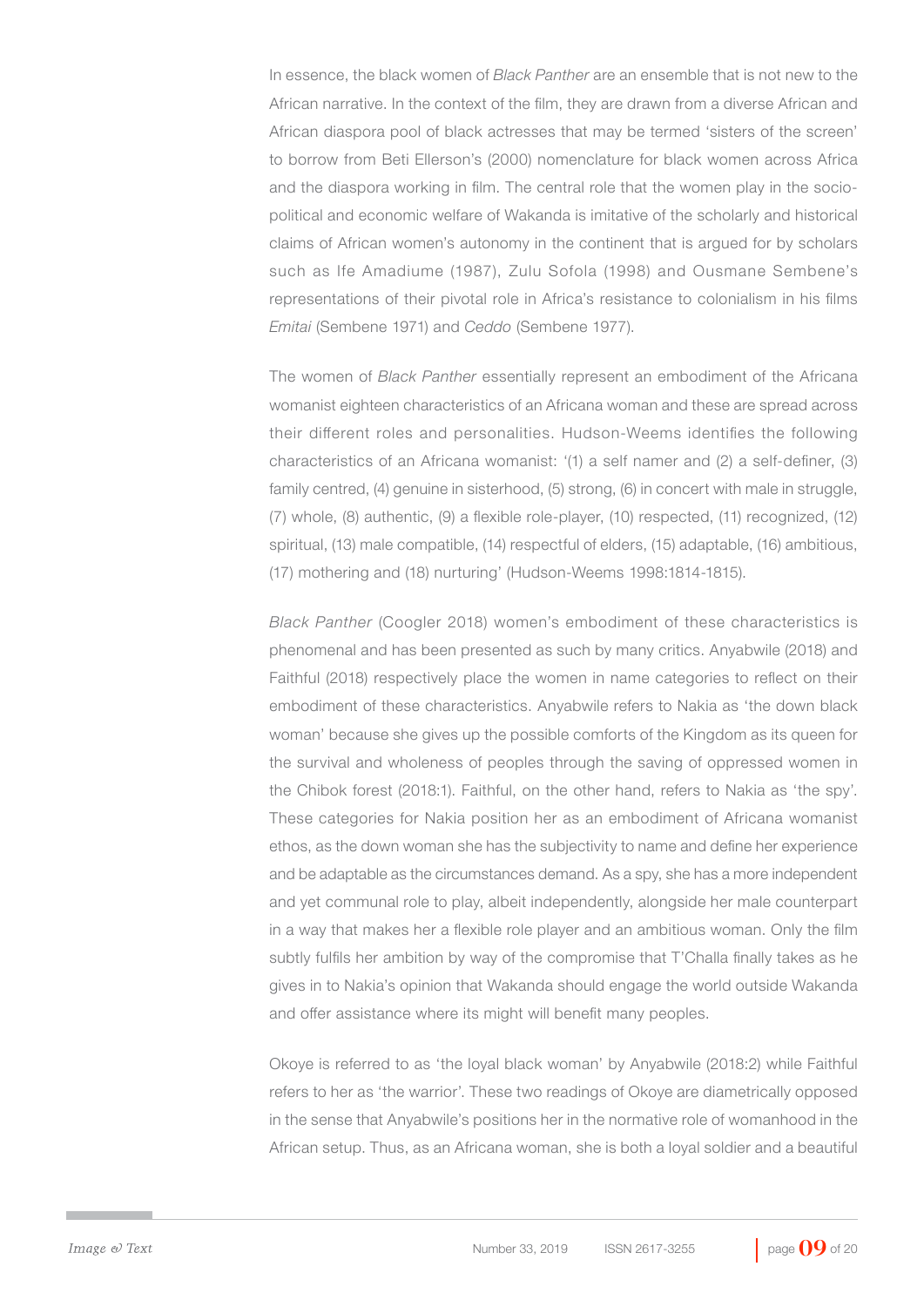In essence, the black women of *Black Panther* are an ensemble that is not new to the African narrative. In the context of the film, they are drawn from a diverse African and African diaspora pool of black actresses that may be termed 'sisters of the screen' to borrow from Beti Ellerson's (2000) nomenclature for black women across Africa and the diaspora working in film. The central role that the women play in the socio-political and economic welfare of Wakanda is imitative of the scholarly and historical claims of African women's autonomy in the continent that is argued for by scholars such as Ife Amadiume (1987), Zulu Sofola (1998) and Ousmane Sembene's representations of their pivotal role in Africa's resistance to colonialism in his films *Emitai* (Sembene 1971) and *Ceddo* (Sembene 1977).

The women of *Black Panther* essentially represent an embodiment of the Africana womanist eighteen characteristics of an Africana woman and these are spread across their different roles and personalities. Hudson-Weems identifies the following characteristics of an Africana womanist: '(1) a self namer and (2) a self-definer, (3) family centred, (4) genuine in sisterhood, (5) strong, (6) in concert with male in struggle, (7) whole, (8) authentic, (9) a flexible role-player, (10) respected, (11) recognized, (12) spiritual, (13) male compatible, (14) respectful of elders, (15) adaptable, (16) ambitious, (17) mothering and (18) nurturing' (Hudson-Weems 1998:1814-1815).

*Black Panther* (Coogler 2018) women's embodiment of these characteristics is phenomenal and has been presented as such by many critics. Anyabwile (2018) and Faithful (2018) respectively place the women in name categories to reflect on their embodiment of these characteristics. Anyabwile refers to Nakia as 'the down black woman' because she gives up the possible comforts of the Kingdom as its queen for the survival and wholeness of peoples through the saving of oppressed women in the Chibok forest (2018:1). Faithful, on the other hand, refers to Nakia as 'the spy'. These categories for Nakia position her as an embodiment of Africana womanist ethos, as the down woman she has the subjectivity to name and define her experience and be adaptable as the circumstances demand. As a spy, she has a more independent and yet communal role to play, albeit independently, alongside her male counterpart in a way that makes her a flexible role player and an ambitious woman. Only the film subtly fulfils her ambition by way of the compromise that T'Challa finally takes as he gives in to Nakia's opinion that Wakanda should engage the world outside Wakanda and offer assistance where its might will benefit many peoples.

Okoye is referred to as 'the loyal black woman' by Anyabwile (2018:2) while Faithful refers to her as 'the warrior'. These two readings of Okoye are diametrically opposed in the sense that Anyabwile's positions her in the normative role of womanhood in the African setup. Thus, as an Africana woman, she is both a loyal soldier and a beautiful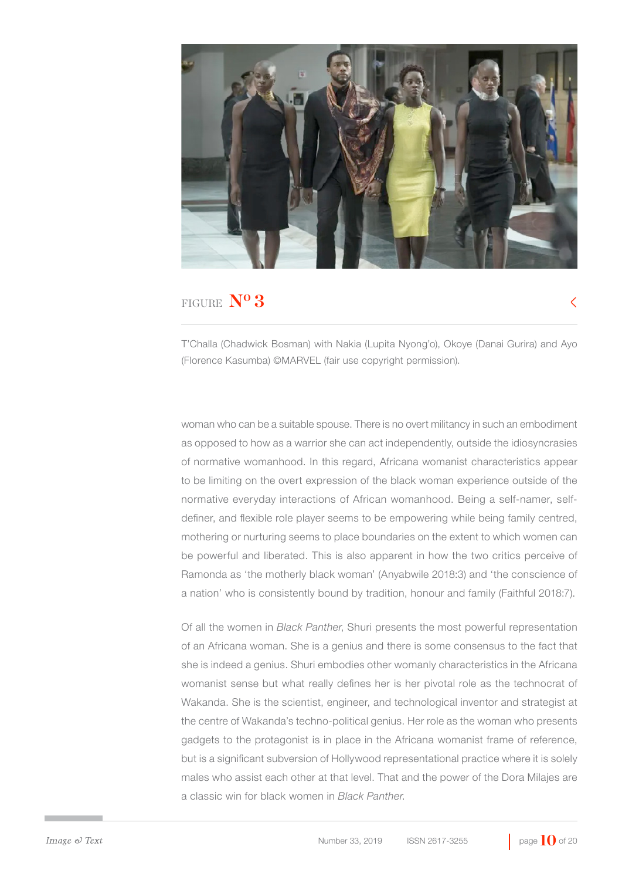FIGURE Nº 3

T'Challa (Chadwick Bosman) with Nakia (Lupita Nyong'o), Okoye (Danai Gurira) and Ayo (Florence Kasumba) ©MARVEL (fair use copyright permission).

woman who can be a suitable spouse. There is no overt militancy in such an embodiment as opposed to how as a warrior she can act independently, outside the idiosyncrasies of normative womanhood. In this regard, Africana womanist characteristics appear to be limiting on the overt expression of the black woman experience outside of the normative everyday interactions of African womanhood. Being a self-namer, self-definer, and flexible role player seems to be empowering while being family centred, mothering or nurturing seems to place boundaries on the extent to which women can be powerful and liberated. This is also apparent in how the two critics perceive of Ramonda as 'the motherly black woman' (Anyabwile 2018:3) and 'the conscience of a nation' who is consistently bound by tradition, honour and family (Faithful 2018:7).

Of all the women in *Black Panther*, Shuri presents the most powerful representation of an Africana woman. She is a genius and there is some consensus to the fact that she is indeed a genius. Shuri embodies other womanly characteristics in the Africana womanist sense but what really defines her is her pivotal role as the technocrat of Wakanda. She is the scientist, engineer, and technological inventor and strategist at the centre of Wakanda's techno-political genius. Her role as the woman who presents gadgets to the protagonist is in place in the Africana womanist frame of reference, but is a significant subversion of Hollywood representational practice where it is solely males who assist each other at that level. That and the power of the Dora Milajes are a classic win for black women in *Black Panther*.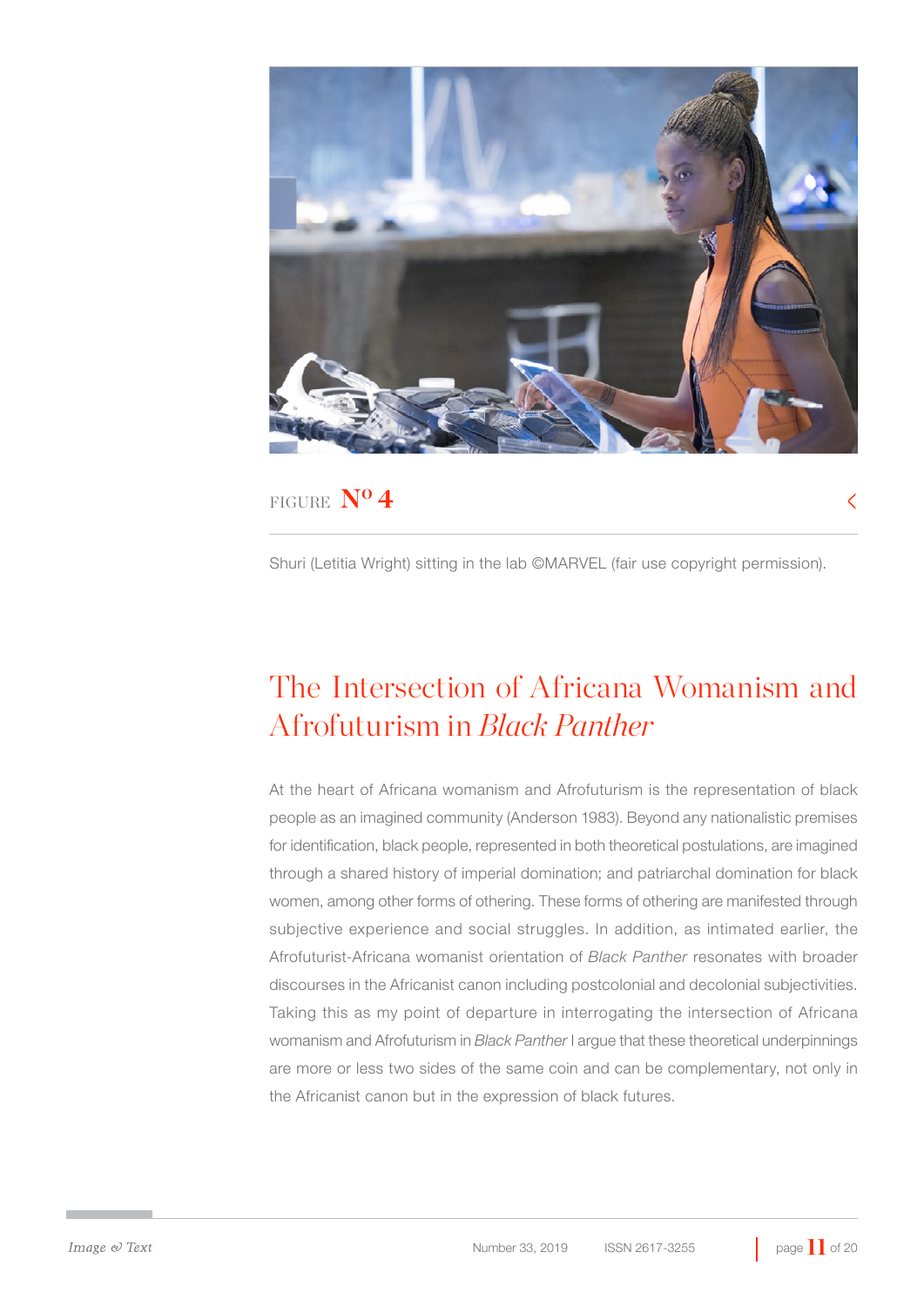FIGURE **Nº 4**

Shuri (Letitia Wright) sitting in the lab ©MARVEL (fair use copyright permission).

## The Intersection of Africana Womanism and Afrofuturism in *Black Panther*

At the heart of Africana womanism and Afrofuturism is the representation of black people as an imagined community (Anderson 1983). Beyond any nationalistic premises for identification, black people, represented in both theoretical postulations, are imagined through a shared history of imperial domination; and patriarchal domination for black women, among other forms of othering. These forms of othering are manifested through subjective experience and social struggles. In addition, as intimated earlier, the Afrofuturist-Africana womanist orientation of *Black Panther* resonates with broader discourses in the Africanist canon including postcolonial and decolonial subjectivities. Taking this as my point of departure in interrogating the intersection of Africana womanism and Afrofuturism in *Black Panther* I argue that these theoretical underpinnings are more or less two sides of the same coin and can be complementary, not only in the Africanist canon but in the expression of black futures.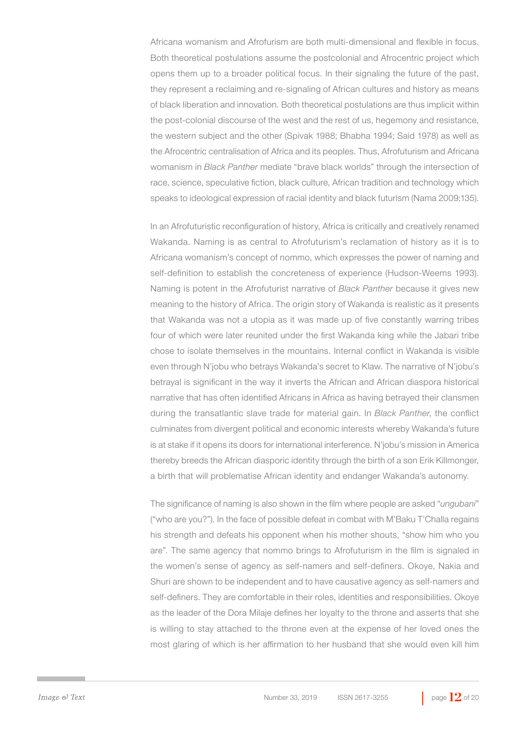Africana womanism and Afrofurism are both multi-dimensional and flexible in focus. Both theoretical postulations assume the postcolonial and Afrocentric project which opens them up to a broader political focus. In their signaling the future of the past, they represent a reclaiming and re-signaling of African cultures and history as means of black liberation and innovation. Both theoretical postulations are thus implicit within the post-colonial discourse of the west and the rest of us, hegemony and resistance, the western subject and the other (Spivak 1988; Bhabha 1994; Said 1978) as well as the Afrocentric centralisation of Africa and its peoples. Thus, Afrofuturism and Africana womanism in *Black Panther* mediate "brave black worlds" through the intersection of race, science, speculative fiction, black culture, African tradition and technology which speaks to ideological expression of racial identity and black futurism (Nama 2009:135).

In an Afrofuturistic reconfiguration of history, Africa is critically and creatively renamed Wakanda. Naming is as central to Afrofuturism's reclamation of history as it is to Africana womanism's concept of nommo, which expresses the power of naming and self-definition to establish the concreteness of experience (Hudson-Weems 1993). Naming is potent in the Afrofuturist narrative of *Black Panther* because it gives new meaning to the history of Africa. The origin story of Wakanda is realistic as it presents that Wakanda was not a utopia as it was made up of five constantly warring tribes four of which were later reunited under the first Wakanda king while the Jabari tribe chose to isolate themselves in the mountains. Internal conflict in Wakanda is visible even through N'jobu who betrays Wakanda's secret to Klaw. The narrative of N'jobu's betrayal is significant in the way it inverts the African and African diaspora historical narrative that has often identified Africans in Africa as having betrayed their clansmen during the transatlantic slave trade for material gain. In *Black Panther*, the conflict culminates from divergent political and economic interests whereby Wakanda's future is at stake if it opens its doors for international interference. N'jobu's mission in America thereby breeds the African diasporic identity through the birth of a son Erik Killmonger, a birth that will problematise African identity and endanger Wakanda's autonomy.

The significance of naming is also shown in the film where people are asked "*ungubani*" ("who are you?"). In the face of possible defeat in combat with M'Baku T'Challa regains his strength and defeats his opponent when his mother shouts, "show him who you are". The same agency that nommo brings to Afrofuturism in the film is signaled in the women's sense of agency as self-namers and self-definers. Okoye, Nakia and Shuri are shown to be independent and to have causative agency as self-namers and self-definers. They are comfortable in their roles, identities and responsibilities. Okoye as the leader of the Dora Milaje defines her loyalty to the throne and asserts that she is willing to stay attached to the throne even at the expense of her loved ones the most glaring of which is her affirmation to her husband that she would even kill him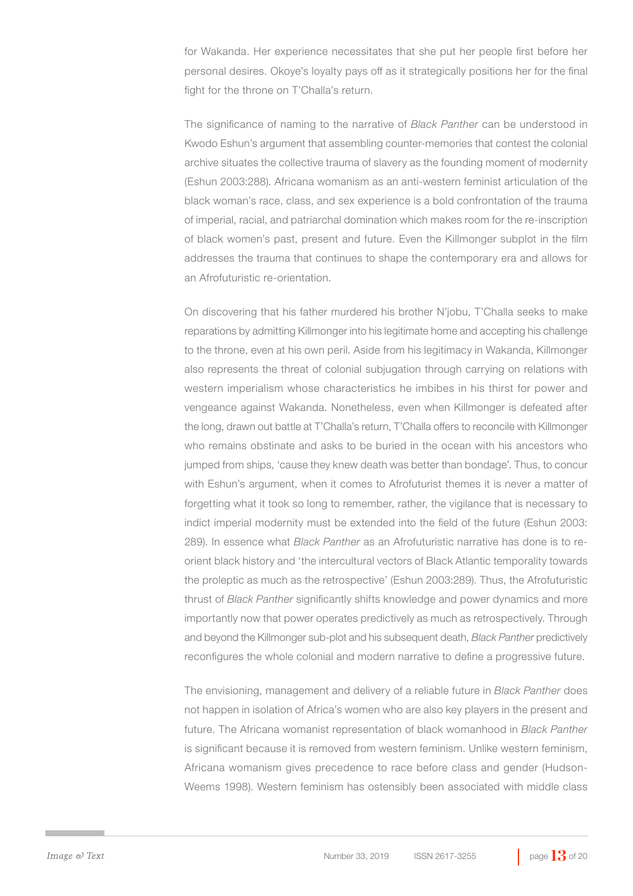for Wakanda. Her experience necessitates that she put her people first before her personal desires. Okoye's loyalty pays off as it strategically positions her for the final fight for the throne on T'Challa's return.

The significance of naming to the narrative of *Black Panther* can be understood in Kwodo Eshun's argument that assembling counter-memories that contest the colonial archive situates the collective trauma of slavery as the founding moment of modernity (Eshun 2003:288). Africana womanism as an anti-western feminist articulation of the black woman's race, class, and sex experience is a bold confrontation of the trauma of imperial, racial, and patriarchal domination which makes room for the re-inscription of black women's past, present and future. Even the Killmonger subplot in the film addresses the trauma that continues to shape the contemporary era and allows for an Afrofuturistic re-orientation.

On discovering that his father murdered his brother N'jobu, T'Challa seeks to make reparations by admitting Killmonger into his legitimate home and accepting his challenge to the throne, even at his own peril. Aside from his legitimacy in Wakanda, Killmonger also represents the threat of colonial subjugation through carrying on relations with western imperialism whose characteristics he imbibes in his thirst for power and vengeance against Wakanda. Nonetheless, even when Killmonger is defeated after the long, drawn out battle at T'Challa's return, T'Challa offers to reconcile with Killmonger who remains obstinate and asks to be buried in the ocean with his ancestors who jumped from ships, 'cause they knew death was better than bondage'. Thus, to concur with Eshun's argument, when it comes to Afrofuturist themes it is never a matter of forgetting what it took so long to remember, rather, the vigilance that is necessary to indict imperial modernity must be extended into the field of the future (Eshun 2003: 289). In essence what *Black Panther* as an Afrofuturistic narrative has done is to re-orient black history and 'the intercultural vectors of Black Atlantic temporality towards the proleptic as much as the retrospective' (Eshun 2003:289). Thus, the Afrofuturistic thrust of *Black Panther* significantly shifts knowledge and power dynamics and more importantly now that power operates predictively as much as retrospectively. Through and beyond the Killmonger sub-plot and his subsequent death, *Black Panther* predictively reconfigures the whole colonial and modern narrative to define a progressive future.

The envisioning, management and delivery of a reliable future in *Black Panther* does not happen in isolation of Africa's women who are also key players in the present and future. The Africana womanist representation of black womanhood in *Black Panther* is significant because it is removed from western feminism. Unlike western feminism, Africana womanism gives precedence to race before class and gender (Hudson-Weems 1998). Western feminism has ostensibly been associated with middle class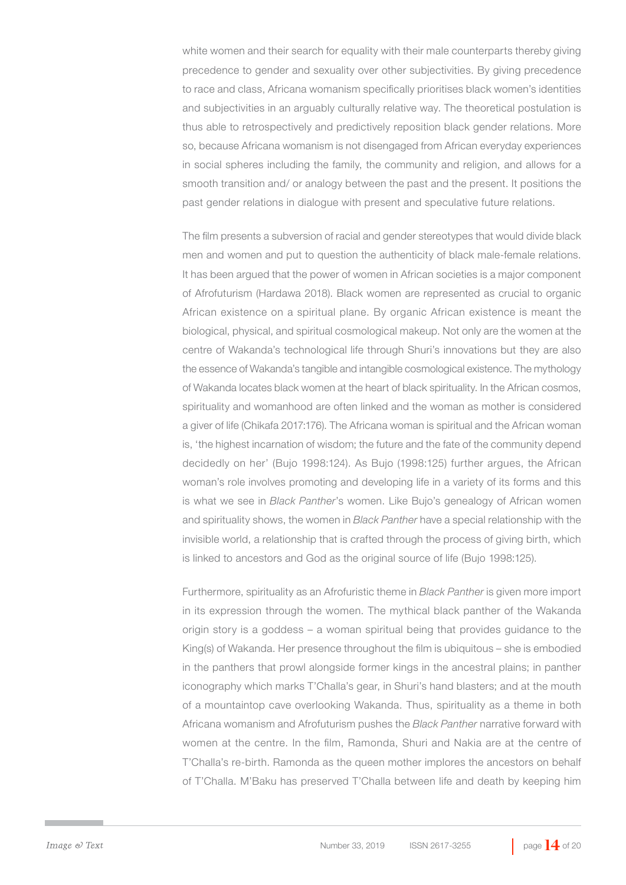white women and their search for equality with their male counterparts thereby giving precedence to gender and sexuality over other subjectivities. By giving precedence to race and class, Africana womanism specifically prioritises black women's identities and subjectivities in an arguably culturally relative way. The theoretical postulation is thus able to retrospectively and predictively reposition black gender relations. More so, because Africana womanism is not disengaged from African everyday experiences in social spheres including the family, the community and religion, and allows for a smooth transition and/ or analogy between the past and the present. It positions the past gender relations in dialogue with present and speculative future relations.

The film presents a subversion of racial and gender stereotypes that would divide black men and women and put to question the authenticity of black male-female relations. It has been argued that the power of women in African societies is a major component of Afrofuturism (Hardawa 2018). Black women are represented as crucial to organic African existence on a spiritual plane. By organic African existence is meant the biological, physical, and spiritual cosmological makeup. Not only are the women at the centre of Wakanda's technological life through Shuri's innovations but they are also the essence of Wakanda's tangible and intangible cosmological existence. The mythology of Wakanda locates black women at the heart of black spirituality. In the African cosmos, spirituality and womanhood are often linked and the woman as mother is considered a giver of life (Chikafa 2017:176). The Africana woman is spiritual and the African woman is, 'the highest incarnation of wisdom; the future and the fate of the community depend decidedly on her' (Bujo 1998:124). As Bujo (1998:125) further argues, the African woman's role involves promoting and developing life in a variety of its forms and this is what we see in *Black Panther*'s women. Like Bujo's genealogy of African women and spirituality shows, the women in *Black Panther* have a special relationship with the invisible world, a relationship that is crafted through the process of giving birth, which is linked to ancestors and God as the original source of life (Bujo 1998:125).

Furthermore, spirituality as an Afrofuristic theme in *Black Panther* is given more import in its expression through the women. The mythical black panther of the Wakanda origin story is a goddess – a woman spiritual being that provides guidance to the King(s) of Wakanda. Her presence throughout the film is ubiquitous – she is embodied in the panthers that prowl alongside former kings in the ancestral plains; in panther iconography which marks T'Challa's gear, in Shuri's hand blasters; and at the mouth of a mountaintop cave overlooking Wakanda. Thus, spirituality as a theme in both Africana womanism and Afrofuturism pushes the *Black Panther* narrative forward with women at the centre. In the film, Ramonda, Shuri and Nakia are at the centre of T'Challa's re-birth. Ramonda as the queen mother implores the ancestors on behalf of T'Challa. M'Baku has preserved T'Challa between life and death by keeping him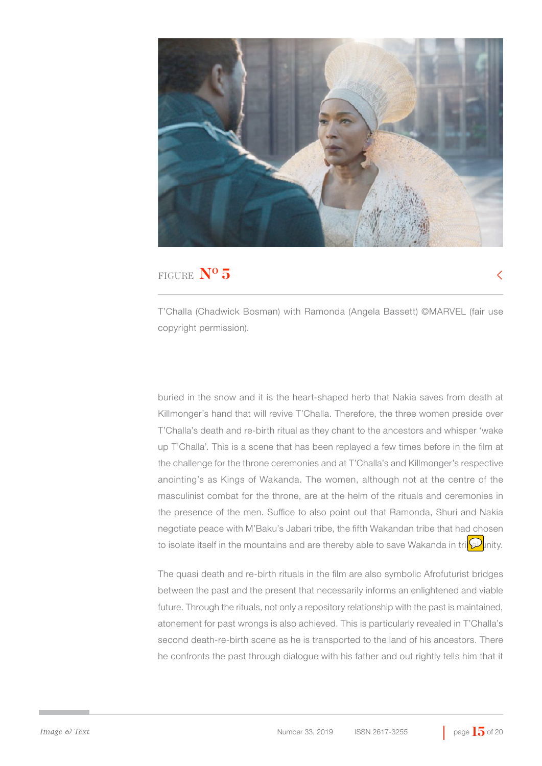FIGURE **Nº 5**

T'Challa (Chadwick Bosman) with Ramonda (Angela Bassett) ©MARVEL (fair use copyright permission).

buried in the snow and it is the heart-shaped herb that Nakia saves from death at Killmonger's hand that will revive T'Challa. Therefore, the three women preside over T'Challa's death and re-birth ritual as they chant to the ancestors and whisper 'wake up T'Challa'. This is a scene that has been replayed a few times before in the film at the challenge for the throne ceremonies and at T'Challa's and Killmonger's respective anointing's as Kings of Wakanda. The women, although not at the centre of the masculinist combat for the throne, are at the helm of the rituals and ceremonies in the presence of the men. Suffice to also point out that Ramonda, Shuri and Nakia negotiate peace with M'Baku's Jabari tribe, the fifth Wakandan tribe that had chosen to isolate itself in the mountains and are thereby able to save Wakanda in tri unity.

The quasi death and re-birth rituals in the film are also symbolic Afrofuturist bridges between the past and the present that necessarily informs an enlightened and viable future. Through the rituals, not only a repository relationship with the past is maintained, atonement for past wrongs is also achieved. This is particularly revealed in T'Challa's second death-re-birth scene as he is transported to the land of his ancestors. There he confronts the past through dialogue with his father and out rightly tells him that it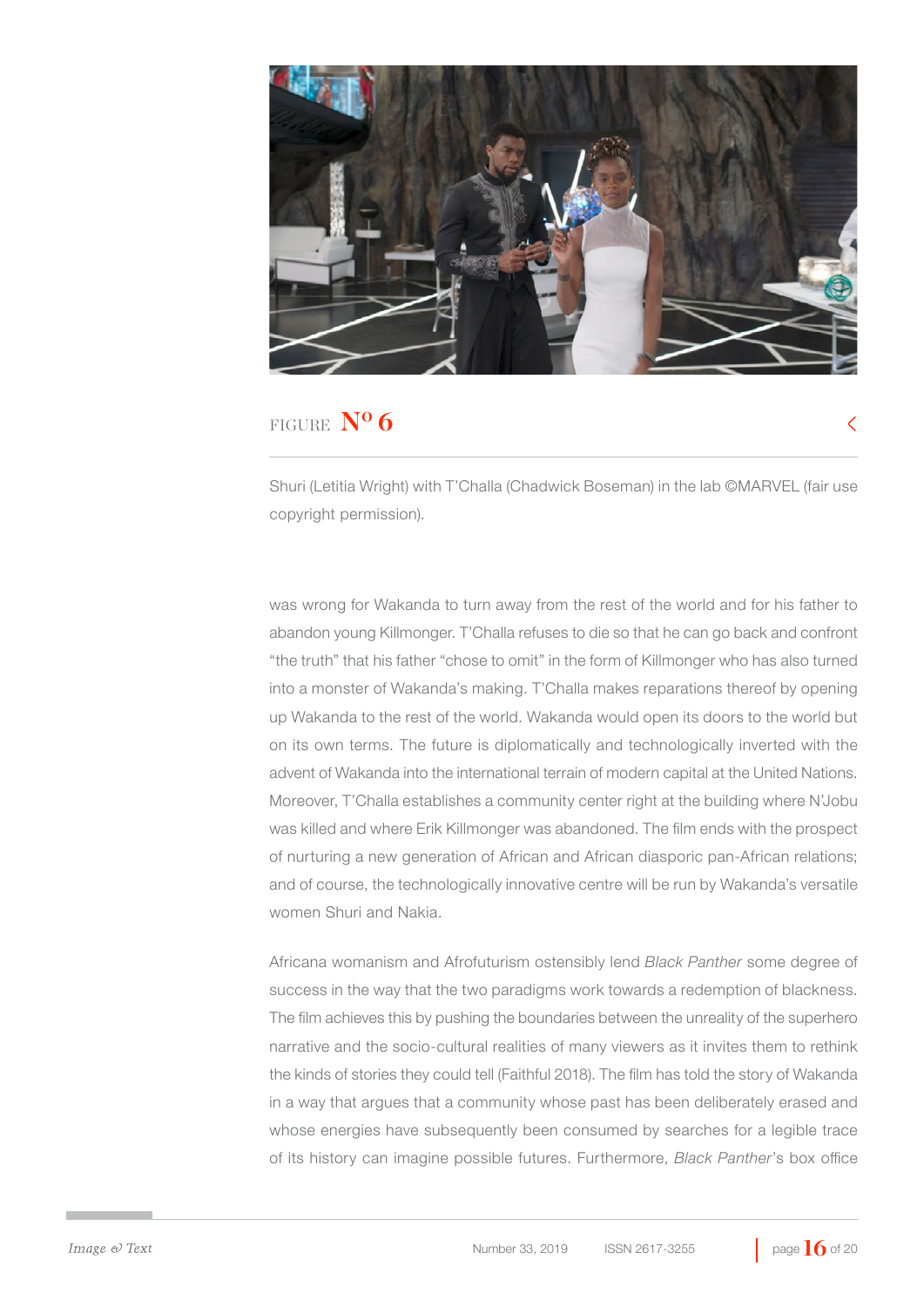FIGURE **Nº 6**

Shuri (Letitia Wright) with T'Challa (Chadwick Boseman) in the lab ©MARVEL (fair use copyright permission).

was wrong for Wakanda to turn away from the rest of the world and for his father to abandon young Killmonger. T'Challa refuses to die so that he can go back and confront "the truth" that his father "chose to omit" in the form of Killmonger who has also turned into a monster of Wakanda's making. T'Challa makes reparations thereof by opening up Wakanda to the rest of the world. Wakanda would open its doors to the world but on its own terms. The future is diplomatically and technologically inverted with the advent of Wakanda into the international terrain of modern capital at the United Nations. Moreover, T'Challa establishes a community center right at the building where N'Jobu was killed and where Erik Killmonger was abandoned. The film ends with the prospect of nurturing a new generation of African and African diasporic pan-African relations; and of course, the technologically innovative centre will be run by Wakanda's versatile women Shuri and Nakia.

Africana womanism and Afrofuturism ostensibly lend *Black Panther* some degree of success in the way that the two paradigms work towards a redemption of blackness. The film achieves this by pushing the boundaries between the unreality of the superhero narrative and the socio-cultural realities of many viewers as it invites them to rethink the kinds of stories they could tell (Faithful 2018). The film has told the story of Wakanda in a way that argues that a community whose past has been deliberately erased and whose energies have subsequently been consumed by searches for a legible trace of its history can imagine possible futures. Furthermore, *Black Panther*'s box office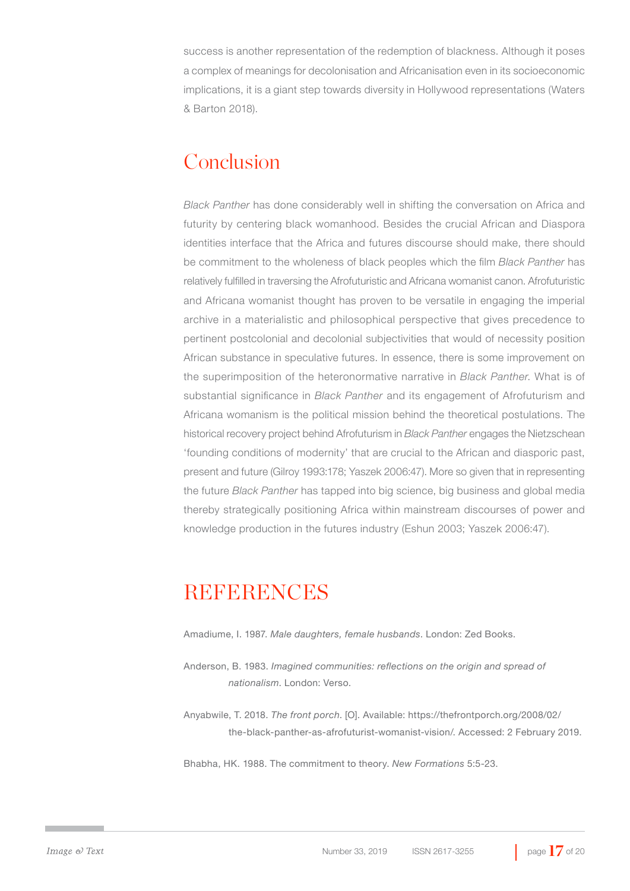success is another representation of the redemption of blackness. Although it poses a complex of meanings for decolonisation and Africanisation even in its socioeconomic implications, it is a giant step towards diversity in Hollywood representations (Waters & Barton 2018).

## Conclusion

*Black Panther* has done considerably well in shifting the conversation on Africa and futurity by centering black womanhood. Besides the crucial African and Diaspora identities interface that the Africa and futures discourse should make, there should be commitment to the wholeness of black peoples which the film *Black Panther* has relatively fulfilled in traversing the Afrofuturistic and Africana womanist canon. Afrofuturistic and Africana womanist thought has proven to be versatile in engaging the imperial archive in a materialistic and philosophical perspective that gives precedence to pertinent postcolonial and decolonial subjectivities that would of necessity position African substance in speculative futures. In essence, there is some improvement on the superimposition of the heteronormative narrative in *Black Panther*. What is of substantial significance in *Black Panther* and its engagement of Afrofuturism and Africana womanism is the political mission behind the theoretical postulations. The historical recovery project behind Afrofuturism in *Black Panther* engages the Nietzschean 'founding conditions of modernity' that are crucial to the African and diasporic past, present and future (Gilroy 1993:178; Yaszek 2006:47). More so given that in representing the future *Black Panther* has tapped into big science, big business and global media thereby strategically positioning Africa within mainstream discourses of power and knowledge production in the futures industry (Eshun 2003; Yaszek 2006:47).

## REFERENCES

Amadiume, I. 1987. *Male daughters, female husbands*. London: Zed Books.

Anderson, B. 1983. *Imagined communities: reflections on the origin and spread of nationalism*. London: Verso.

Anyabwile, T. 2018. *The front porch*. [O]. Available: https://thefrontporch.org/2008/02/the-black-panther-as-afrofuturist-womanist-vision/. Accessed: 2 February 2019.

Bhabha, HK. 1988. The commitment to theory. *New Formations* 5:5-23.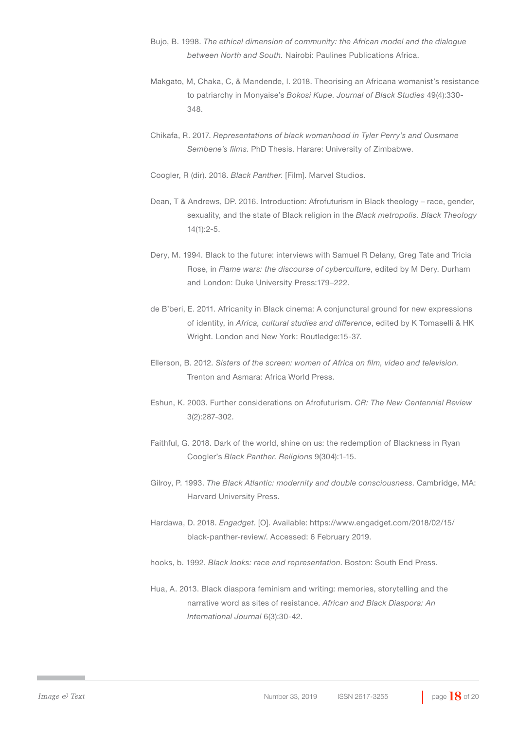Bujo, B. 1998. *The ethical dimension of community: the African model and the dialogue between North and South.* Nairobi: Paulines Publications Africa.

Makgato, M, Chaka, C, & Mandende, I. 2018. Theorising an Africana womanist's resistance to patriarchy in Monyaise's *Bokosi Kupe*. *Journal of Black Studies* 49(4):330-348.

Chikafa, R. 2017. *Representations of black womanhood in Tyler Perry's and Ousmane Sembene's films*. PhD Thesis. Harare: University of Zimbabwe.

Coogler, R (dir). 2018. *Black Panther.* [Film]. Marvel Studios.

Dean, T & Andrews, DP. 2016. Introduction: Afrofuturism in Black theology – race, gender, sexuality, and the state of Black religion in the *Black metropolis*. *Black Theology* 14(1):2-5.

Dery, M. 1994. Black to the future: interviews with Samuel R Delany, Greg Tate and Tricia Rose, in *Flame wars: the discourse of cyberculture*, edited by M Dery. Durham and London: Duke University Press:179–222.

de B'beri, E. 2011. Africanity in Black cinema: A conjunctural ground for new expressions of identity, in *Africa, cultural studies and difference*, edited by K Tomaselli & HK Wright. London and New York: Routledge:15-37.

Ellerson, B. 2012. *Sisters of the screen: women of Africa on film, video and television.* Trenton and Asmara: Africa World Press.

Eshun, K. 2003. Further considerations on Afrofuturism. *CR: The New Centennial Review* 3(2):287-302.

Faithful, G. 2018. Dark of the world, shine on us: the redemption of Blackness in Ryan Coogler's *Black Panther. Religions* 9(304):1-15.

Gilroy, P. 1993. *The Black Atlantic: modernity and double consciousness*. Cambridge, MA: Harvard University Press.

Hardawa, D. 2018. *Engadget*. [O]. Available: https://www.engadget.com/2018/02/15/black-panther-review/. Accessed: 6 February 2019.

hooks, b. 1992. *Black looks: race and representation.* Boston: South End Press.

Hua, A. 2013. Black diaspora feminism and writing: memories, storytelling and the narrative word as sites of resistance. *African and Black Diaspora: An International Journal* 6(3):30-42.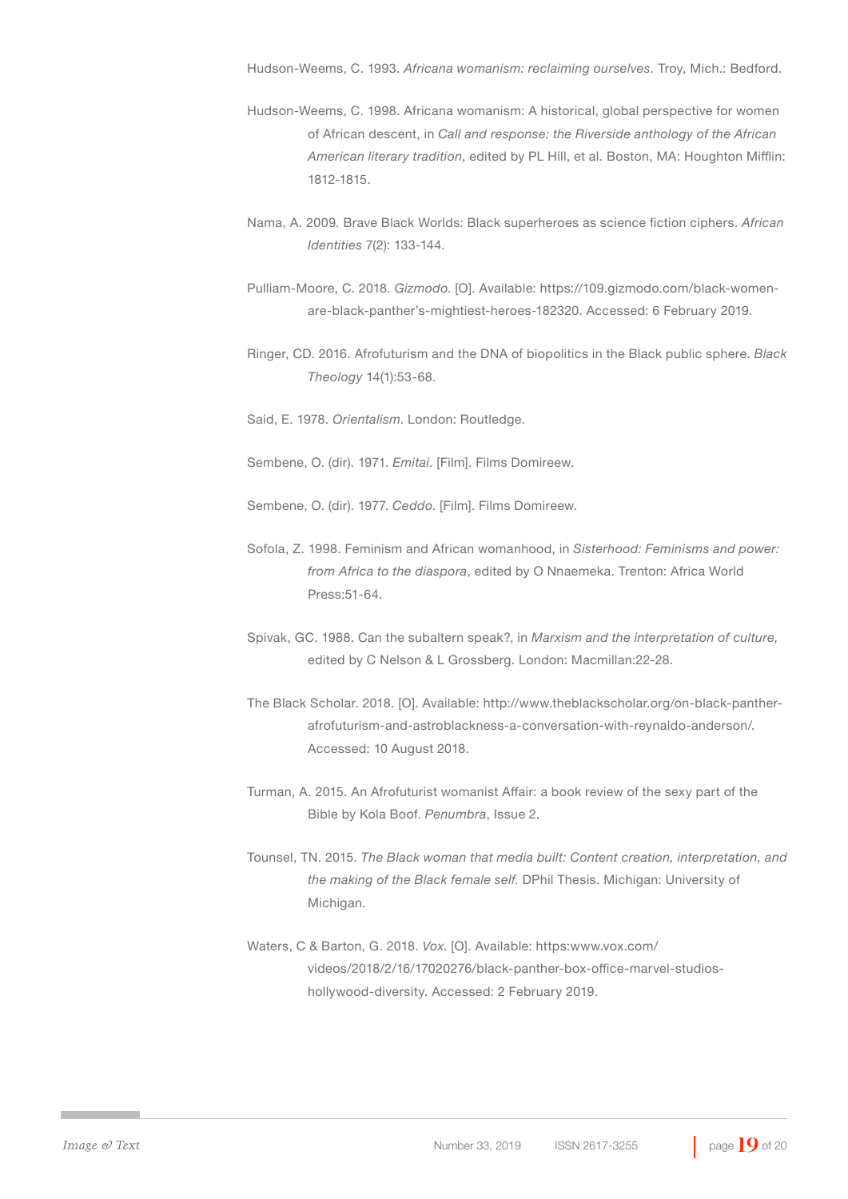Hudson-Weems, C. 1993. *Africana womanism: reclaiming ourselves.* Troy, Mich.: Bedford.

Hudson-Weems, C. 1998. Africana womanism: A historical, global perspective for women of African descent, in *Call and response: the Riverside anthology of the African American literary tradition*, edited by PL Hill, et al. Boston, MA: Houghton Mifflin: 1812-1815.

Nama, A. 2009. Brave Black Worlds: Black superheroes as science fiction ciphers. *African Identities* 7(2): 133-144.

Pulliam-Moore, C. 2018. *Gizmodo*. [O]. Available: https://109.gizmodo.com/black-women-are-black-panther's-mightiest-heroes-182320. Accessed: 6 February 2019.

Ringer, CD. 2016. Afrofuturism and the DNA of biopolitics in the Black public sphere. *Black Theology* 14(1):53-68.

Said, E. 1978. *Orientalism*. London: Routledge.

Sembene, O. (dir). 1971. *Emitai*. [Film]. Films Domireew.

Sembene, O. (dir). 1977. *Ceddo*. [Film]. Films Domireew.

Sofola, Z. 1998. Feminism and African womanhood, in *Sisterhood: Feminisms and power: from Africa to the diaspora*, edited by O Nnaemeka. Trenton: Africa World Press:51-64.

Spivak, GC. 1988. Can the subaltern speak?, in *Marxism and the interpretation of culture,* edited by C Nelson & L Grossberg. London: Macmillan:22-28.

The Black Scholar. 2018. [O]. Available: http://www.theblackscholar.org/on-black-panther-afrofuturism-and-astroblackness-a-conversation-with-reynaldo-anderson/. Accessed: 10 August 2018.

Turman, A. 2015. An Afrofuturist womanist Affair: a book review of the sexy part of the Bible by Kola Boof. *Penumbra*, Issue 2.

Tounsel, TN. 2015. *The Black woman that media built: Content creation, interpretation, and the making of the Black female self.* DPhil Thesis. Michigan: University of Michigan.

Waters, C & Barton, G. 2018. *Vox*. [O]. Available: https:www.vox.com/videos/2018/2/16/17020276/black-panther-box-office-marvel-studios-hollywood-diversity. Accessed: 2 February 2019.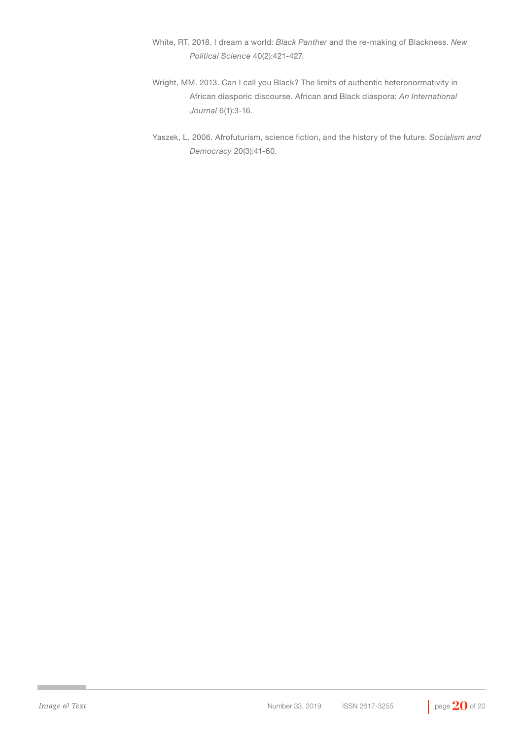White, RT. 2018. I dream a world: *Black Panther* and the re-making of Blackness. *New Political Science* 40(2):421-427.

Wright, MM. 2013. Can I call you Black? The limits of authentic heteronormativity in African diasporic discourse. African and Black diaspora: *An International Journal* 6(1):3-16.

Yaszek, L. 2006. Afrofuturism, science fiction, and the history of the future. *Socialism and Democracy* 20(3):41-60.